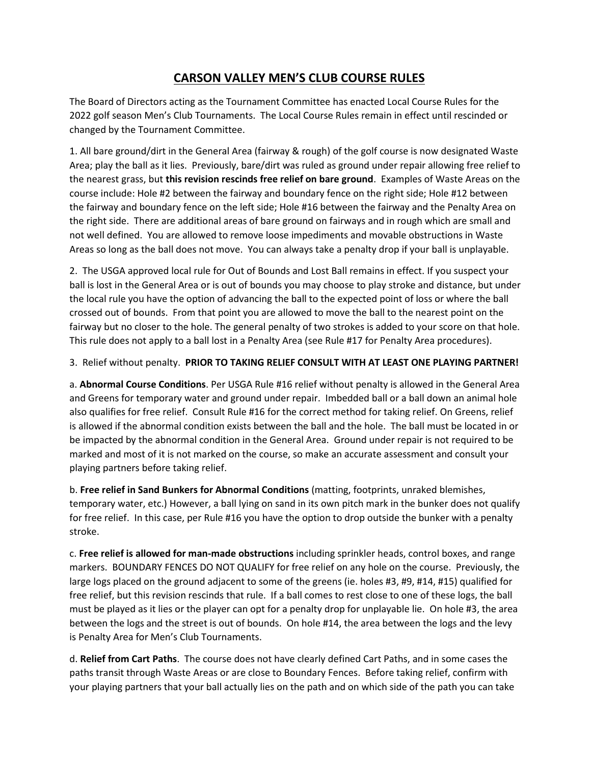# CARSON VALLEY MEN'S CLUB COURSE RULES

The Board of Directors acting as the Tournament Committee has enacted Local Course Rules for the 2022 golf season Men's Club Tournaments. The Local Course Rules remain in effect until rescinded or changed by the Tournament Committee.

1. All bare ground/dirt in the General Area (fairway & rough) of the golf course is now designated Waste Area; play the ball as it lies. Previously, bare/dirt was ruled as ground under repair allowing free relief to the nearest grass, but **this revision rescinds free relief on bare ground**. Examples of Waste Areas on the course include: Hole #2 between the fairway and boundary fence on the right side; Hole #12 between the fairway and boundary fence on the left side; Hole #16 between the fairway and the Penalty Area on the right side. There are additional areas of bare ground on fairways and in rough which are small and not well defined. You are allowed to remove loose impediments and movable obstructions in Waste Areas so long as the ball does not move. You can always take a penalty drop if your ball is unplayable.

2. The USGA approved local rule for Out of Bounds and Lost Ball remains in effect. If you suspect your ball is lost in the General Area or is out of bounds you may choose to play stroke and distance, but under the local rule you have the option of advancing the ball to the expected point of loss or where the ball crossed out of bounds. From that point you are allowed to move the ball to the nearest point on the fairway but no closer to the hole. The general penalty of two strokes is added to your score on that hole. This rule does not apply to a ball lost in a Penalty Area (see Rule #17 for Penalty Area procedures).

3. Relief without penalty. **PRIOR TO TAKING RELIEF CONSULT WITH AT LEAST ONE PLAYING PARTNER!**

a. **Abnormal Course Conditions**. Per USGA Rule #16 relief without penalty is allowed in the General Area and Greens for temporary water and ground under repair. Imbedded ball or a ball down an animal hole also qualifies for free relief. Consult Rule #16 for the correct method for taking relief. On Greens, relief is allowed if the abnormal condition exists between the ball and the hole. The ball must be located in or be impacted by the abnormal condition in the General Area. Ground under repair is not required to be marked and most of it is not marked on the course, so make an accurate assessment and consult your playing partners before taking relief.

b. **Free relief in Sand Bunkers for Abnormal Conditions** (matting, footprints, unraked blemishes, temporary water, etc.) However, a ball lying on sand in its own pitch mark in the bunker does not qualify for free relief. In this case, per Rule #16 you have the option to drop outside the bunker with a penalty stroke.

c. **Free relief is allowed for man-made obstructions** including sprinkler heads, control boxes, and range markers. BOUNDARY FENCES DO NOT QUALIFY for free relief on any hole on the course. Previously, the large logs placed on the ground adjacent to some of the greens (ie. holes #3, #9, #14, #15) qualified for free relief, but this revision rescinds that rule. If a ball comes to rest close to one of these logs, the ball must be played as it lies or the player can opt for a penalty drop for unplayable lie. On hole #3, the area between the logs and the street is out of bounds. On hole #14, the area between the logs and the levy is Penalty Area for Men's Club Tournaments.

d. **Relief from Cart Paths**. The course does not have clearly defined Cart Paths, and in some cases the paths transit through Waste Areas or are close to Boundary Fences. Before taking relief, confirm with your playing partners that your ball actually lies on the path and on which side of the path you can take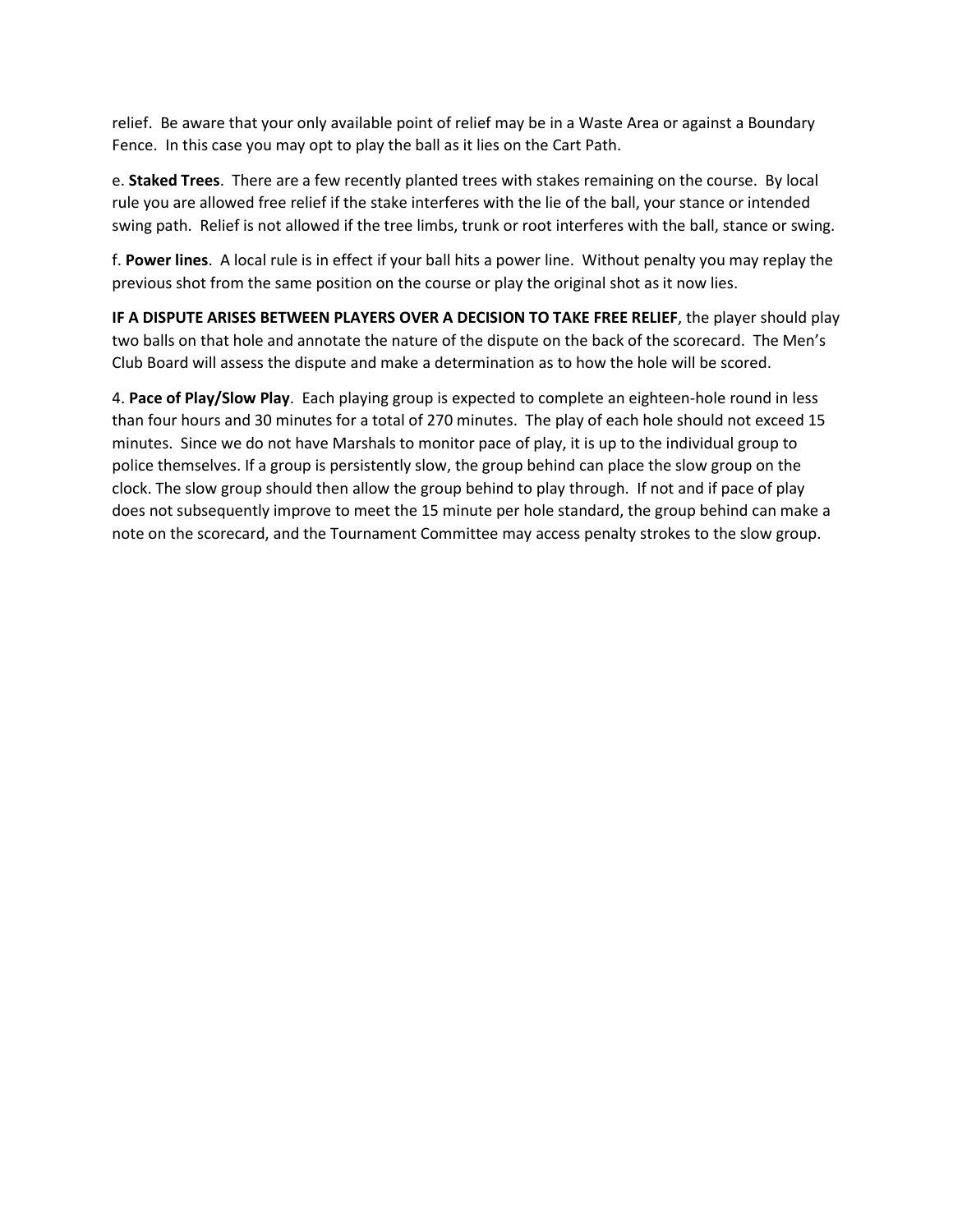relief. Be aware that your only available point of relief may be in a Waste Area or against a Boundary Fence. In this case you may opt to play the ball as it lies on the Cart Path.

e. **Staked Trees**. There are a few recently planted trees with stakes remaining on the course. By local rule you are allowed free relief if the stake interferes with the lie of the ball, your stance or intended swing path. Relief is not allowed if the tree limbs, trunk or root interferes with the ball, stance or swing.

f. **Power lines**. A local rule is in effect if your ball hits a power line. Without penalty you may replay the previous shot from the same position on the course or play the original shot as it now lies.

**IF A DISPUTE ARISES BETWEEN PLAYERS OVER A DECISION TO TAKE FREE RELIEF**, the player should play two balls on that hole and annotate the nature of the dispute on the back of the scorecard. The Men's Club Board will assess the dispute and make a determination as to how the hole will be scored.

4. **Pace of Play/Slow Play**. Each playing group is expected to complete an eighteen-hole round in less than four hours and 30 minutes for a total of 270 minutes. The play of each hole should not exceed 15 minutes. Since we do not have Marshals to monitor pace of play, it is up to the individual group to police themselves. If a group is persistently slow, the group behind can place the slow group on the clock. The slow group should then allow the group behind to play through. If not and if pace of play does not subsequently improve to meet the 15 minute per hole standard, the group behind can make a note on the scorecard, and the Tournament Committee may access penalty strokes to the slow group.